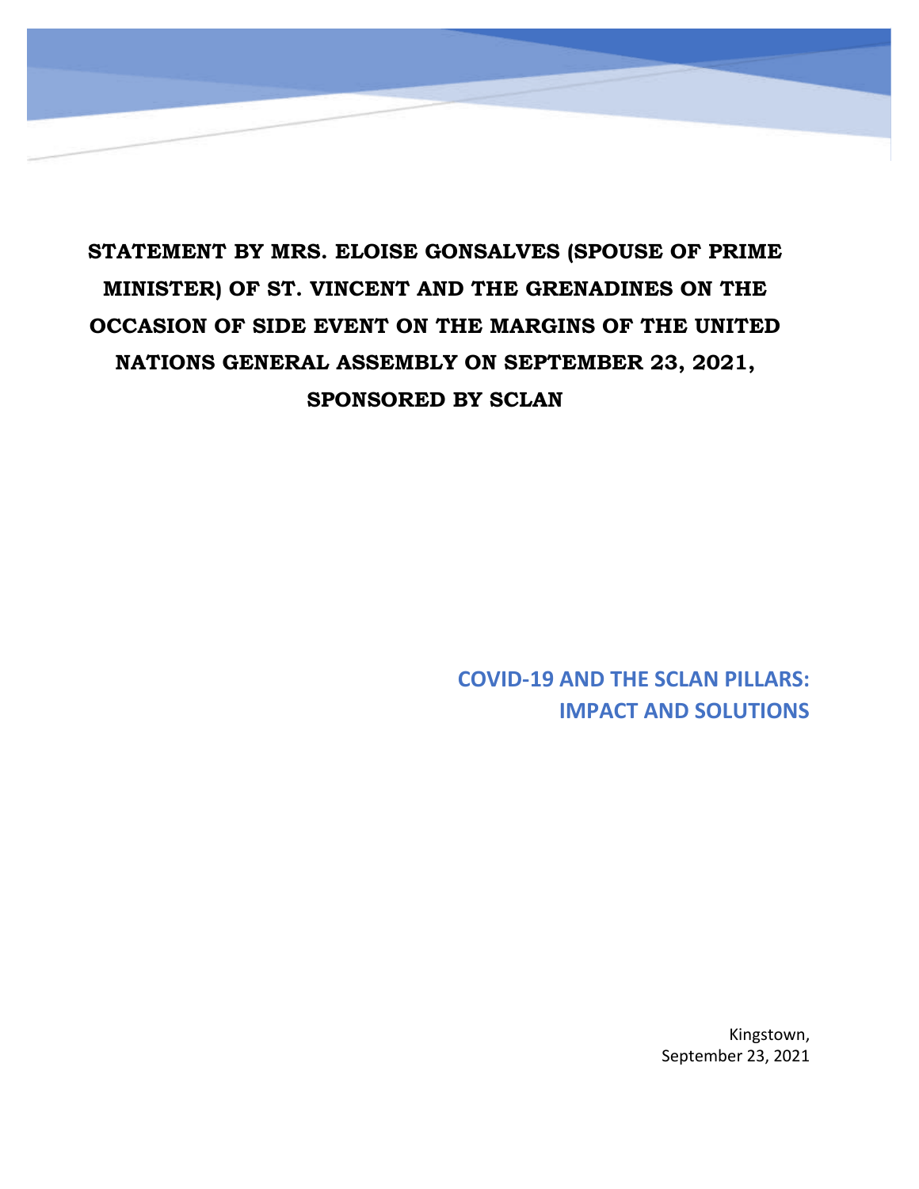# STATEMENT BY MRS. ELOISE GONSALVES (SPOUSE OF PRIME MINISTER) OF ST. VINCENT AND THE GRENADINES ON THE OCCASION OF SIDE EVENT ON THE MARGINS OF THE UNITED NATIONS GENERAL ASSEMBLY ON SEPTEMBER 23, 2021, SPONSORED BY SCLAN

## COVID-19 AND THE SCLAN PILLARS: IMPACT AND SOLUTIONS

Kingstown,
September 23, 2021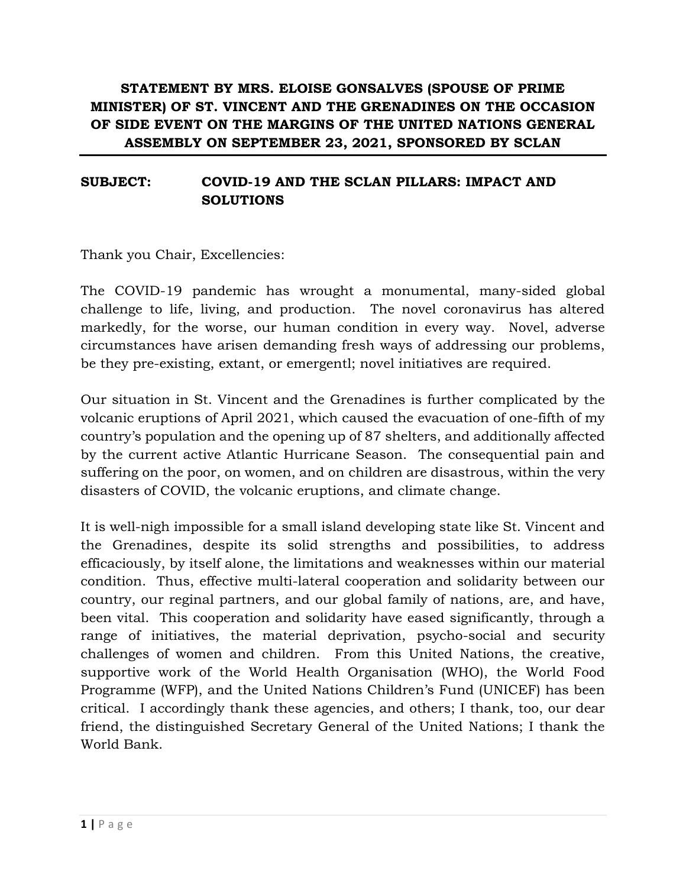**STATEMENT BY MRS. ELOISE GONSALVES (SPOUSE OF PRIME MINISTER) OF ST. VINCENT AND THE GRENADINES ON THE OCCASION OF SIDE EVENT ON THE MARGINS OF THE UNITED NATIONS GENERAL ASSEMBLY ON SEPTEMBER 23, 2021, SPONSORED BY SCLAN**

**SUBJECT: COVID-19 AND THE SCLAN PILLARS: IMPACT AND SOLUTIONS**

Thank you Chair, Excellencies:

The COVID-19 pandemic has wrought a monumental, many-sided global challenge to life, living, and production. The novel coronavirus has altered markedly, for the worse, our human condition in every way. Novel, adverse circumstances have arisen demanding fresh ways of addressing our problems, be they pre-existing, extant, or emergentl; novel initiatives are required.

Our situation in St. Vincent and the Grenadines is further complicated by the volcanic eruptions of April 2021, which caused the evacuation of one-fifth of my country's population and the opening up of 87 shelters, and additionally affected by the current active Atlantic Hurricane Season. The consequential pain and suffering on the poor, on women, and on children are disastrous, within the very disasters of COVID, the volcanic eruptions, and climate change.

It is well-nigh impossible for a small island developing state like St. Vincent and the Grenadines, despite its solid strengths and possibilities, to address efficaciously, by itself alone, the limitations and weaknesses within our material condition. Thus, effective multi-lateral cooperation and solidarity between our country, our reginal partners, and our global family of nations, are, and have, been vital. This cooperation and solidarity have eased significantly, through a range of initiatives, the material deprivation, psycho-social and security challenges of women and children. From this United Nations, the creative, supportive work of the World Health Organisation (WHO), the World Food Programme (WFP), and the United Nations Children's Fund (UNICEF) has been critical. I accordingly thank these agencies, and others; I thank, too, our dear friend, the distinguished Secretary General of the United Nations; I thank the World Bank.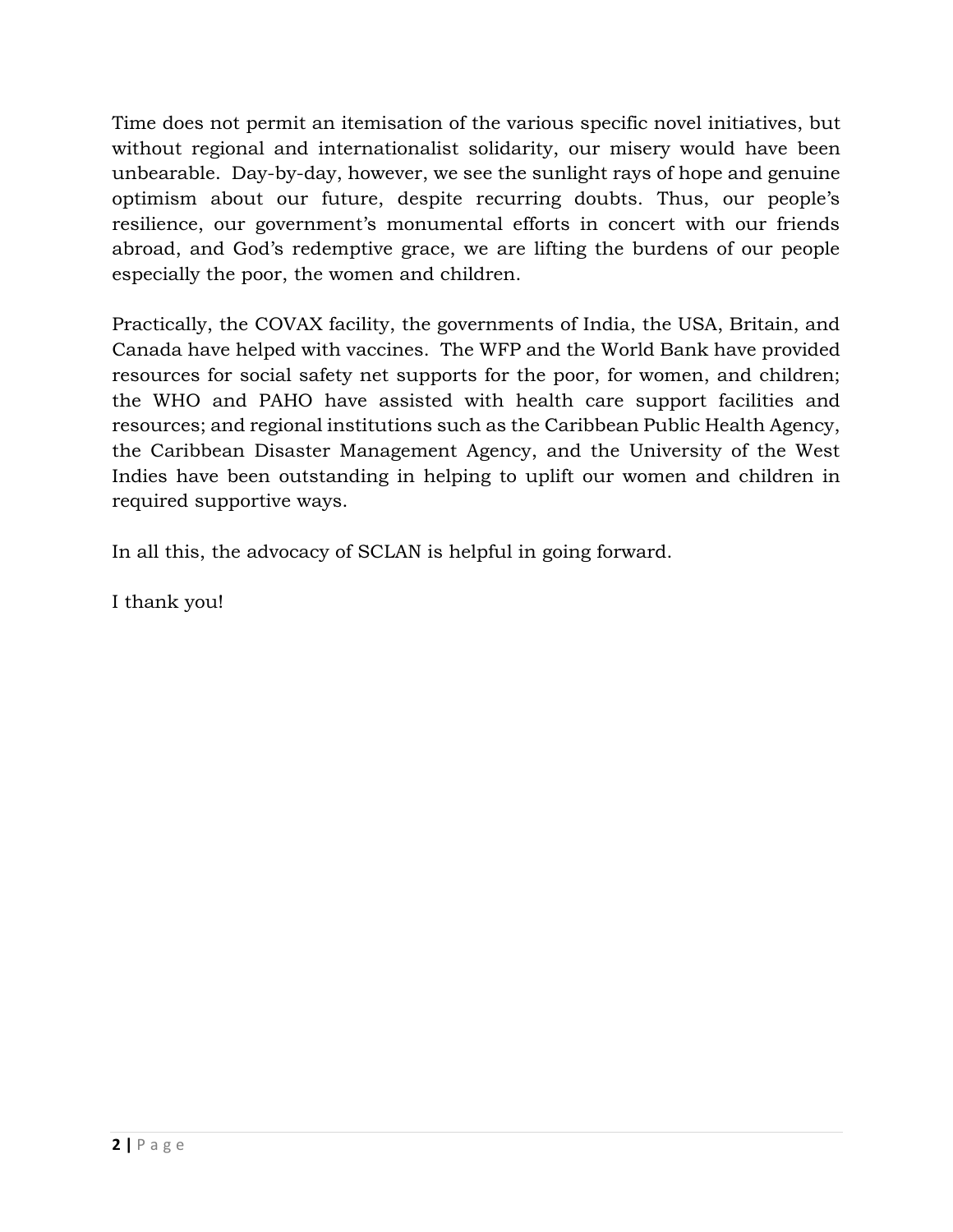Time does not permit an itemisation of the various specific novel initiatives, but without regional and internationalist solidarity, our misery would have been unbearable. Day-by-day, however, we see the sunlight rays of hope and genuine optimism about our future, despite recurring doubts. Thus, our people's resilience, our government's monumental efforts in concert with our friends abroad, and God's redemptive grace, we are lifting the burdens of our people especially the poor, the women and children.

Practically, the COVAX facility, the governments of India, the USA, Britain, and Canada have helped with vaccines. The WFP and the World Bank have provided resources for social safety net supports for the poor, for women, and children; the WHO and PAHO have assisted with health care support facilities and resources; and regional institutions such as the Caribbean Public Health Agency, the Caribbean Disaster Management Agency, and the University of the West Indies have been outstanding in helping to uplift our women and children in required supportive ways.

In all this, the advocacy of SCLAN is helpful in going forward.

I thank you!